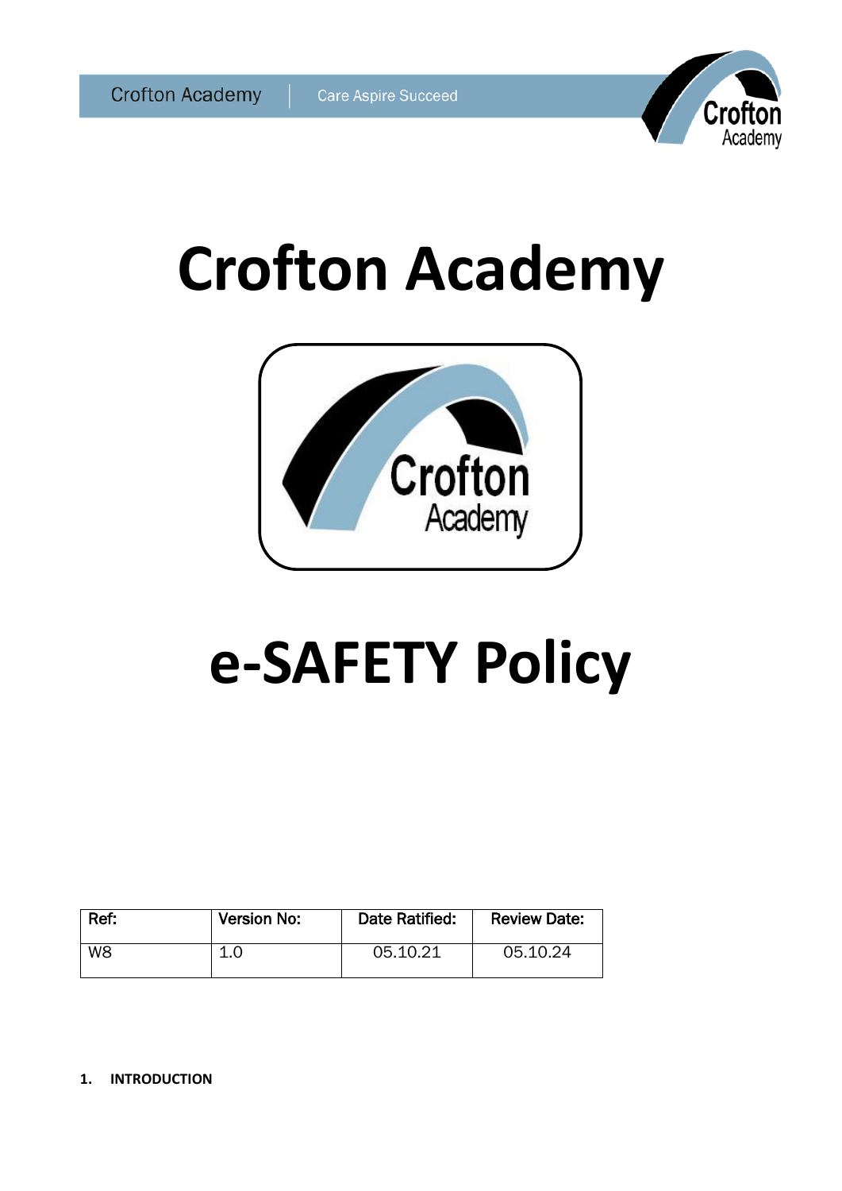# Crofton Academy

# e-SAFETY Policy

| Ref: | Version No: | Date Ratified: | Review Date: |
|---|---|---|---|
| W8 | 1.0 | 05.10.21 | 05.10.24 |

## 1. INTRODUCTION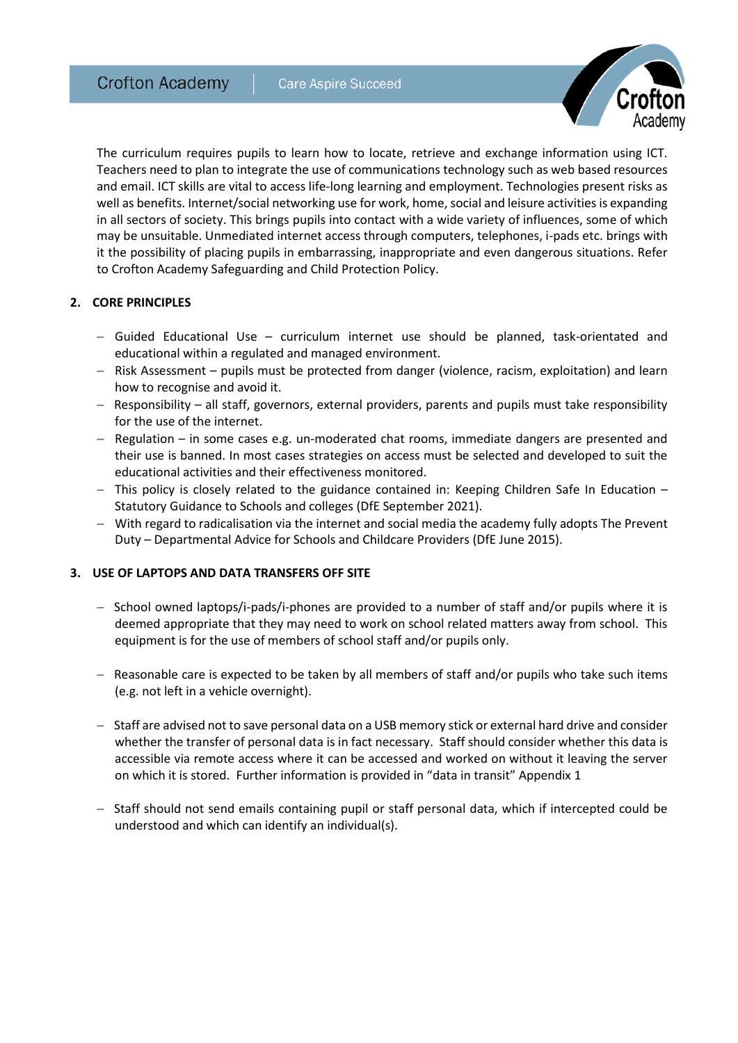The curriculum requires pupils to learn how to locate, retrieve and exchange information using ICT. Teachers need to plan to integrate the use of communications technology such as web based resources and email. ICT skills are vital to access life-long learning and employment. Technologies present risks as well as benefits. Internet/social networking use for work, home, social and leisure activities is expanding in all sectors of society. This brings pupils into contact with a wide variety of influences, some of which may be unsuitable. Unmediated internet access through computers, telephones, i-pads etc. brings with it the possibility of placing pupils in embarrassing, inappropriate and even dangerous situations. Refer to Crofton Academy Safeguarding and Child Protection Policy.

## 2. CORE PRINCIPLES

- Guided Educational Use – curriculum internet use should be planned, task-orientated and educational within a regulated and managed environment.
- Risk Assessment – pupils must be protected from danger (violence, racism, exploitation) and learn how to recognise and avoid it.
- Responsibility – all staff, governors, external providers, parents and pupils must take responsibility for the use of the internet.
- Regulation – in some cases e.g. un-moderated chat rooms, immediate dangers are presented and their use is banned. In most cases strategies on access must be selected and developed to suit the educational activities and their effectiveness monitored.
- This policy is closely related to the guidance contained in: Keeping Children Safe In Education – Statutory Guidance to Schools and colleges (DfE September 2021).
- With regard to radicalisation via the internet and social media the academy fully adopts The Prevent Duty – Departmental Advice for Schools and Childcare Providers (DfE June 2015).

## 3. USE OF LAPTOPS AND DATA TRANSFERS OFF SITE

- School owned laptops/i-pads/i-phones are provided to a number of staff and/or pupils where it is deemed appropriate that they may need to work on school related matters away from school. This equipment is for the use of members of school staff and/or pupils only.

- Reasonable care is expected to be taken by all members of staff and/or pupils who take such items (e.g. not left in a vehicle overnight).

- Staff are advised not to save personal data on a USB memory stick or external hard drive and consider whether the transfer of personal data is in fact necessary. Staff should consider whether this data is accessible via remote access where it can be accessed and worked on without it leaving the server on which it is stored. Further information is provided in "data in transit" Appendix 1

- Staff should not send emails containing pupil or staff personal data, which if intercepted could be understood and which can identify an individual(s).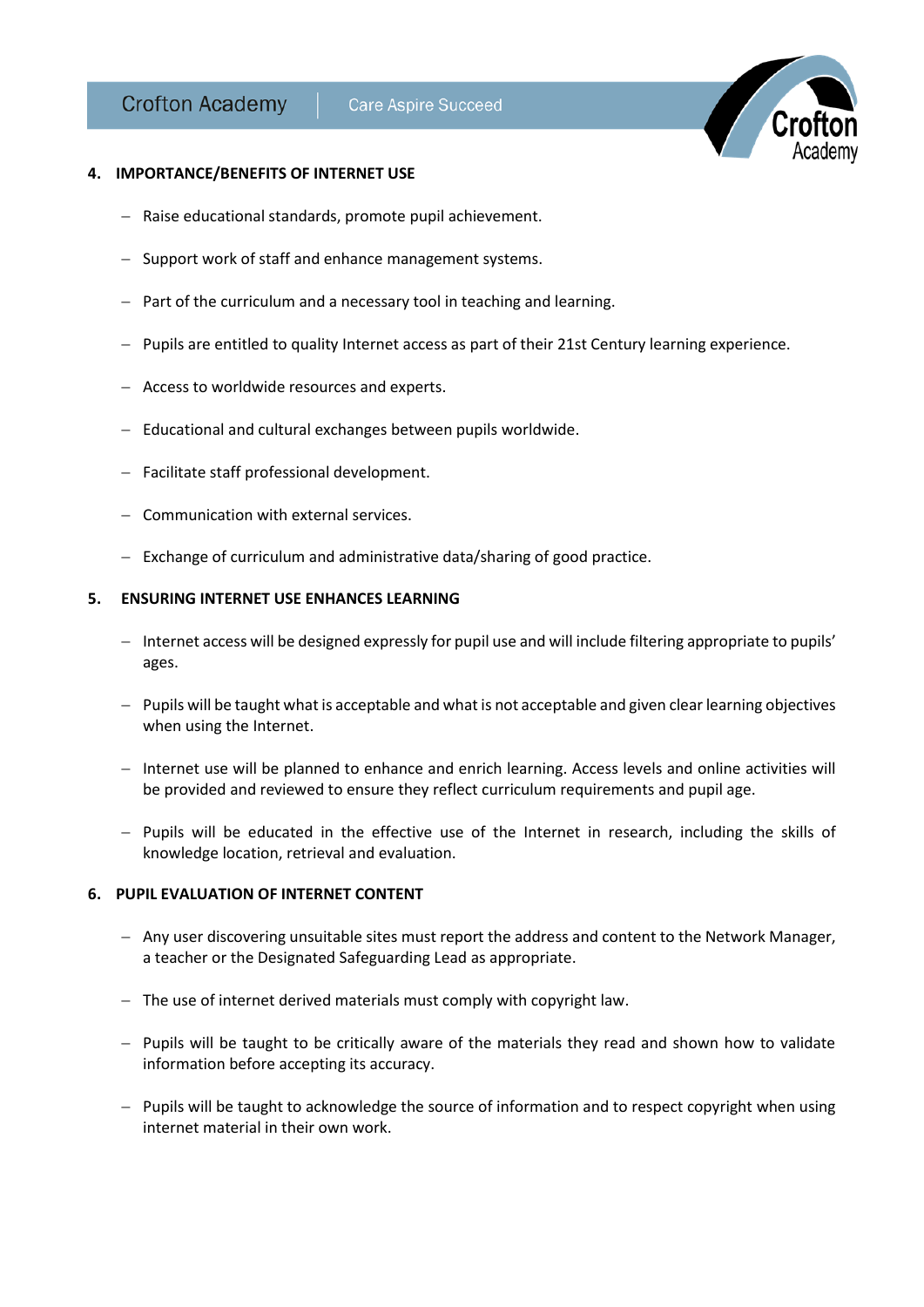## 4. IMPORTANCE/BENEFITS OF INTERNET USE

- Raise educational standards, promote pupil achievement.
- Support work of staff and enhance management systems.
- Part of the curriculum and a necessary tool in teaching and learning.
- Pupils are entitled to quality Internet access as part of their 21st Century learning experience.
- Access to worldwide resources and experts.
- Educational and cultural exchanges between pupils worldwide.
- Facilitate staff professional development.
- Communication with external services.
- Exchange of curriculum and administrative data/sharing of good practice.

## 5. ENSURING INTERNET USE ENHANCES LEARNING

- Internet access will be designed expressly for pupil use and will include filtering appropriate to pupils' ages.
- Pupils will be taught what is acceptable and what is not acceptable and given clear learning objectives when using the Internet.
- Internet use will be planned to enhance and enrich learning. Access levels and online activities will be provided and reviewed to ensure they reflect curriculum requirements and pupil age.
- Pupils will be educated in the effective use of the Internet in research, including the skills of knowledge location, retrieval and evaluation.

## 6. PUPIL EVALUATION OF INTERNET CONTENT

- Any user discovering unsuitable sites must report the address and content to the Network Manager, a teacher or the Designated Safeguarding Lead as appropriate.
- The use of internet derived materials must comply with copyright law.
- Pupils will be taught to be critically aware of the materials they read and shown how to validate information before accepting its accuracy.
- Pupils will be taught to acknowledge the source of information and to respect copyright when using internet material in their own work.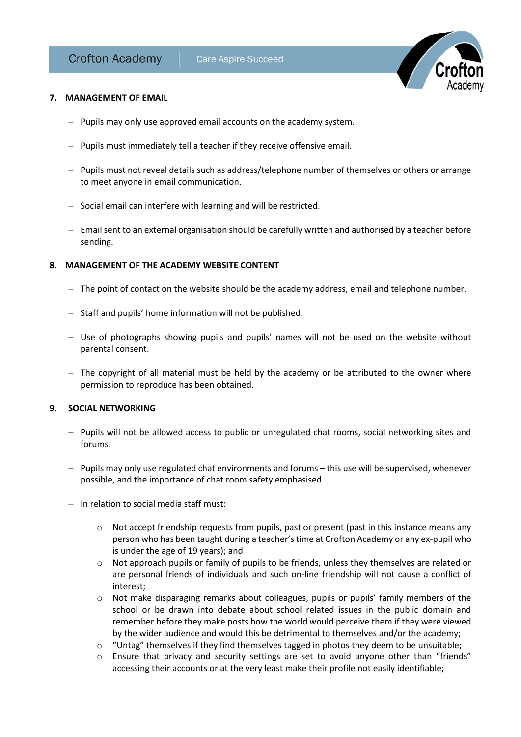## 7. MANAGEMENT OF EMAIL

- Pupils may only use approved email accounts on the academy system.
- Pupils must immediately tell a teacher if they receive offensive email.
- Pupils must not reveal details such as address/telephone number of themselves or others or arrange to meet anyone in email communication.
- Social email can interfere with learning and will be restricted.
- Email sent to an external organisation should be carefully written and authorised by a teacher before sending.

## 8. MANAGEMENT OF THE ACADEMY WEBSITE CONTENT

- The point of contact on the website should be the academy address, email and telephone number.
- Staff and pupils' home information will not be published.
- Use of photographs showing pupils and pupils' names will not be used on the website without parental consent.
- The copyright of all material must be held by the academy or be attributed to the owner where permission to reproduce has been obtained.

## 9. SOCIAL NETWORKING

- Pupils will not be allowed access to public or unregulated chat rooms, social networking sites and forums.
- Pupils may only use regulated chat environments and forums – this use will be supervised, whenever possible, and the importance of chat room safety emphasised.
- In relation to social media staff must:
  - Not accept friendship requests from pupils, past or present (past in this instance means any person who has been taught during a teacher's time at Crofton Academy or any ex-pupil who is under the age of 19 years); and
  - Not approach pupils or family of pupils to be friends, unless they themselves are related or are personal friends of individuals and such on-line friendship will not cause a conflict of interest;
  - Not make disparaging remarks about colleagues, pupils or pupils' family members of the school or be drawn into debate about school related issues in the public domain and remember before they make posts how the world would perceive them if they were viewed by the wider audience and would this be detrimental to themselves and/or the academy;
  - "Untag" themselves if they find themselves tagged in photos they deem to be unsuitable;
  - Ensure that privacy and security settings are set to avoid anyone other than "friends" accessing their accounts or at the very least make their profile not easily identifiable;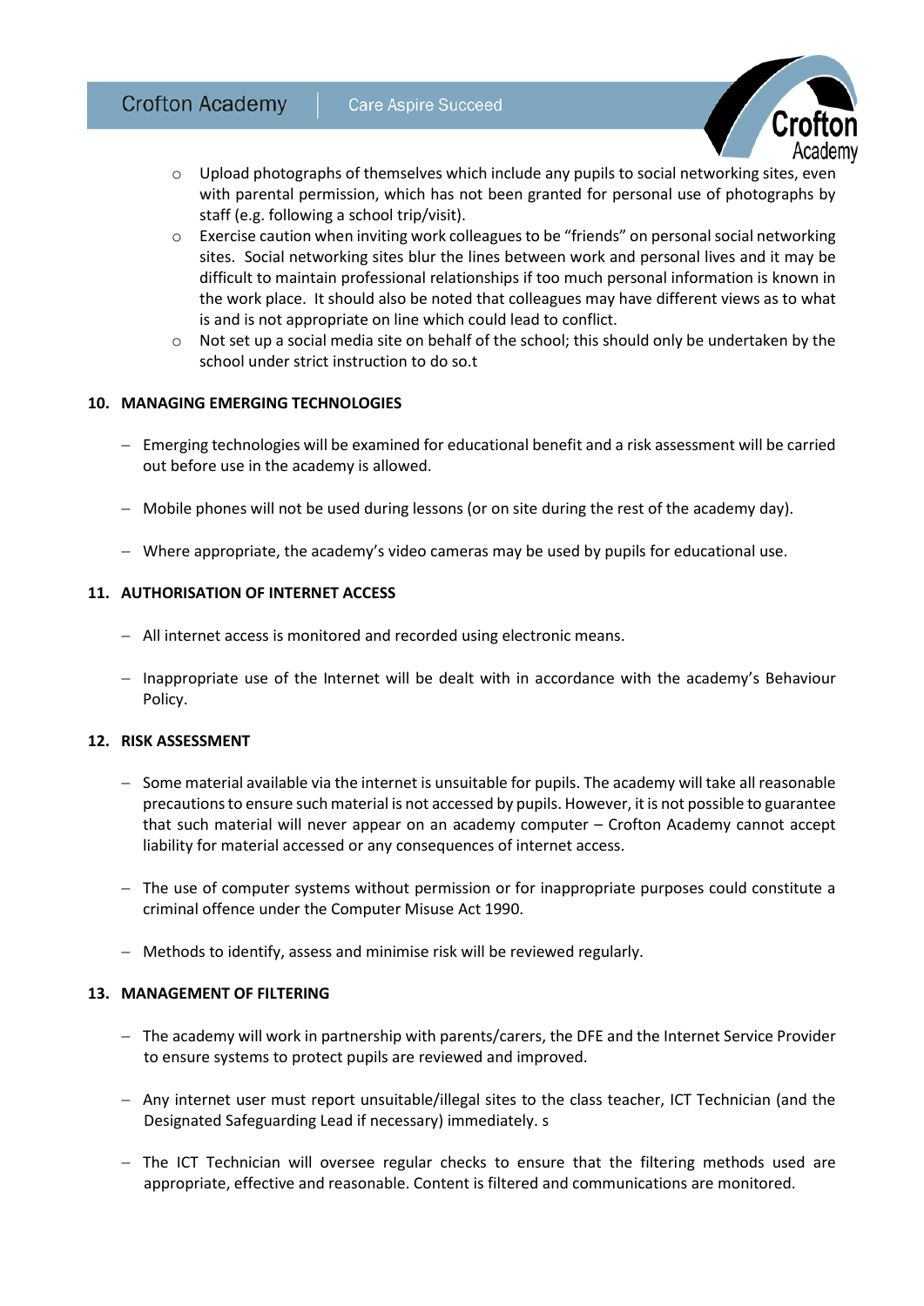- Upload photographs of themselves which include any pupils to social networking sites, even with parental permission, which has not been granted for personal use of photographs by staff (e.g. following a school trip/visit).
- Exercise caution when inviting work colleagues to be "friends" on personal social networking sites. Social networking sites blur the lines between work and personal lives and it may be difficult to maintain professional relationships if too much personal information is known in the work place. It should also be noted that colleagues may have different views as to what is and is not appropriate on line which could lead to conflict.
- Not set up a social media site on behalf of the school; this should only be undertaken by the school under strict instruction to do so.t

## 10. MANAGING EMERGING TECHNOLOGIES

- Emerging technologies will be examined for educational benefit and a risk assessment will be carried out before use in the academy is allowed.
- Mobile phones will not be used during lessons (or on site during the rest of the academy day).
- Where appropriate, the academy's video cameras may be used by pupils for educational use.

## 11. AUTHORISATION OF INTERNET ACCESS

- All internet access is monitored and recorded using electronic means.
- Inappropriate use of the Internet will be dealt with in accordance with the academy's Behaviour Policy.

## 12. RISK ASSESSMENT

- Some material available via the internet is unsuitable for pupils. The academy will take all reasonable precautions to ensure such material is not accessed by pupils. However, it is not possible to guarantee that such material will never appear on an academy computer – Crofton Academy cannot accept liability for material accessed or any consequences of internet access.
- The use of computer systems without permission or for inappropriate purposes could constitute a criminal offence under the Computer Misuse Act 1990.
- Methods to identify, assess and minimise risk will be reviewed regularly.

## 13. MANAGEMENT OF FILTERING

- The academy will work in partnership with parents/carers, the DFE and the Internet Service Provider to ensure systems to protect pupils are reviewed and improved.
- Any internet user must report unsuitable/illegal sites to the class teacher, ICT Technician (and the Designated Safeguarding Lead if necessary) immediately. s
- The ICT Technician will oversee regular checks to ensure that the filtering methods used are appropriate, effective and reasonable. Content is filtered and communications are monitored.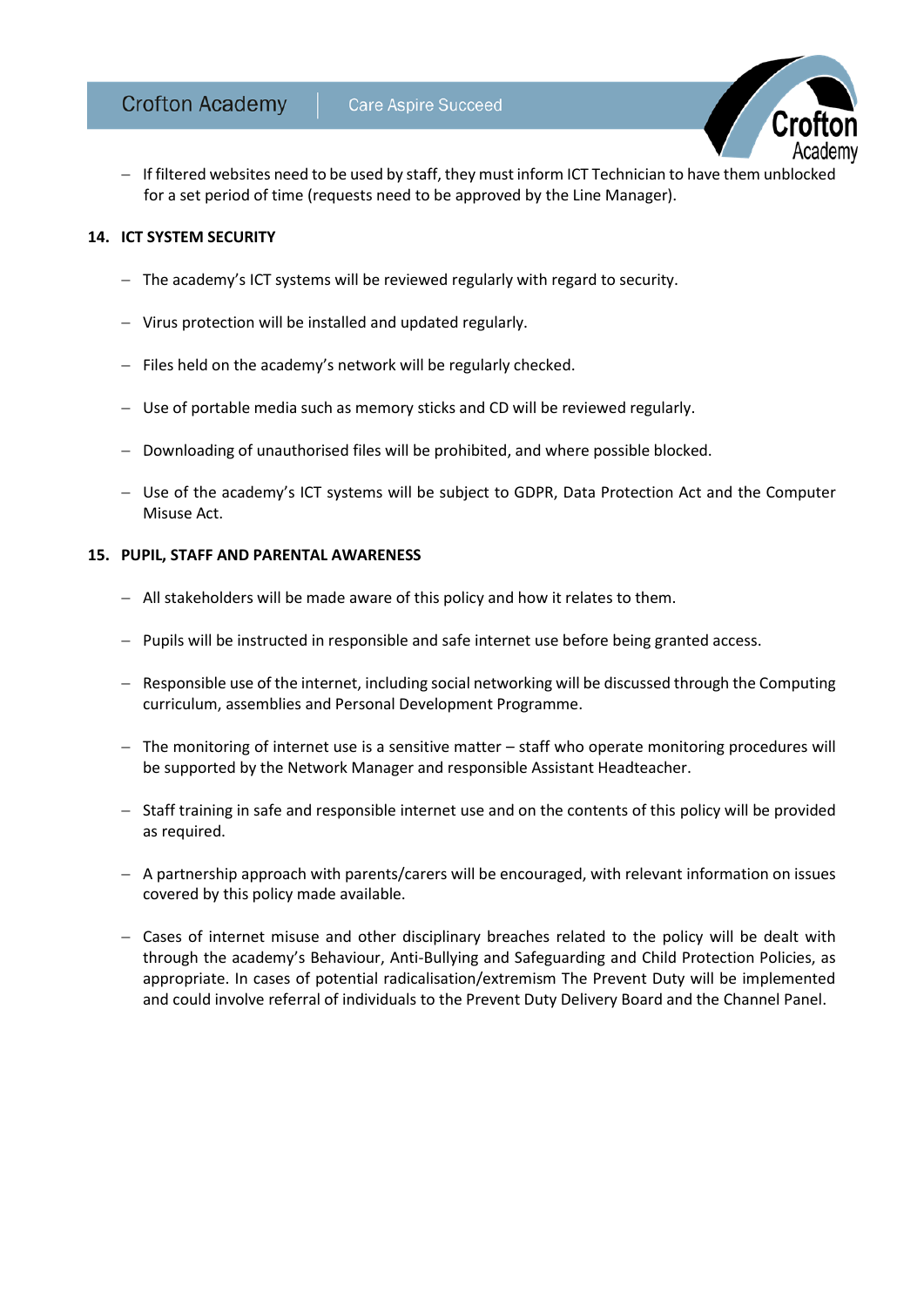- If filtered websites need to be used by staff, they must inform ICT Technician to have them unblocked for a set period of time (requests need to be approved by the Line Manager).

## 14. ICT SYSTEM SECURITY

- The academy's ICT systems will be reviewed regularly with regard to security.
- Virus protection will be installed and updated regularly.
- Files held on the academy's network will be regularly checked.
- Use of portable media such as memory sticks and CD will be reviewed regularly.
- Downloading of unauthorised files will be prohibited, and where possible blocked.
- Use of the academy's ICT systems will be subject to GDPR, Data Protection Act and the Computer Misuse Act.

## 15. PUPIL, STAFF AND PARENTAL AWARENESS

- All stakeholders will be made aware of this policy and how it relates to them.
- Pupils will be instructed in responsible and safe internet use before being granted access.
- Responsible use of the internet, including social networking will be discussed through the Computing curriculum, assemblies and Personal Development Programme.
- The monitoring of internet use is a sensitive matter – staff who operate monitoring procedures will be supported by the Network Manager and responsible Assistant Headteacher.
- Staff training in safe and responsible internet use and on the contents of this policy will be provided as required.
- A partnership approach with parents/carers will be encouraged, with relevant information on issues covered by this policy made available.
- Cases of internet misuse and other disciplinary breaches related to the policy will be dealt with through the academy's Behaviour, Anti-Bullying and Safeguarding and Child Protection Policies, as appropriate. In cases of potential radicalisation/extremism The Prevent Duty will be implemented and could involve referral of individuals to the Prevent Duty Delivery Board and the Channel Panel.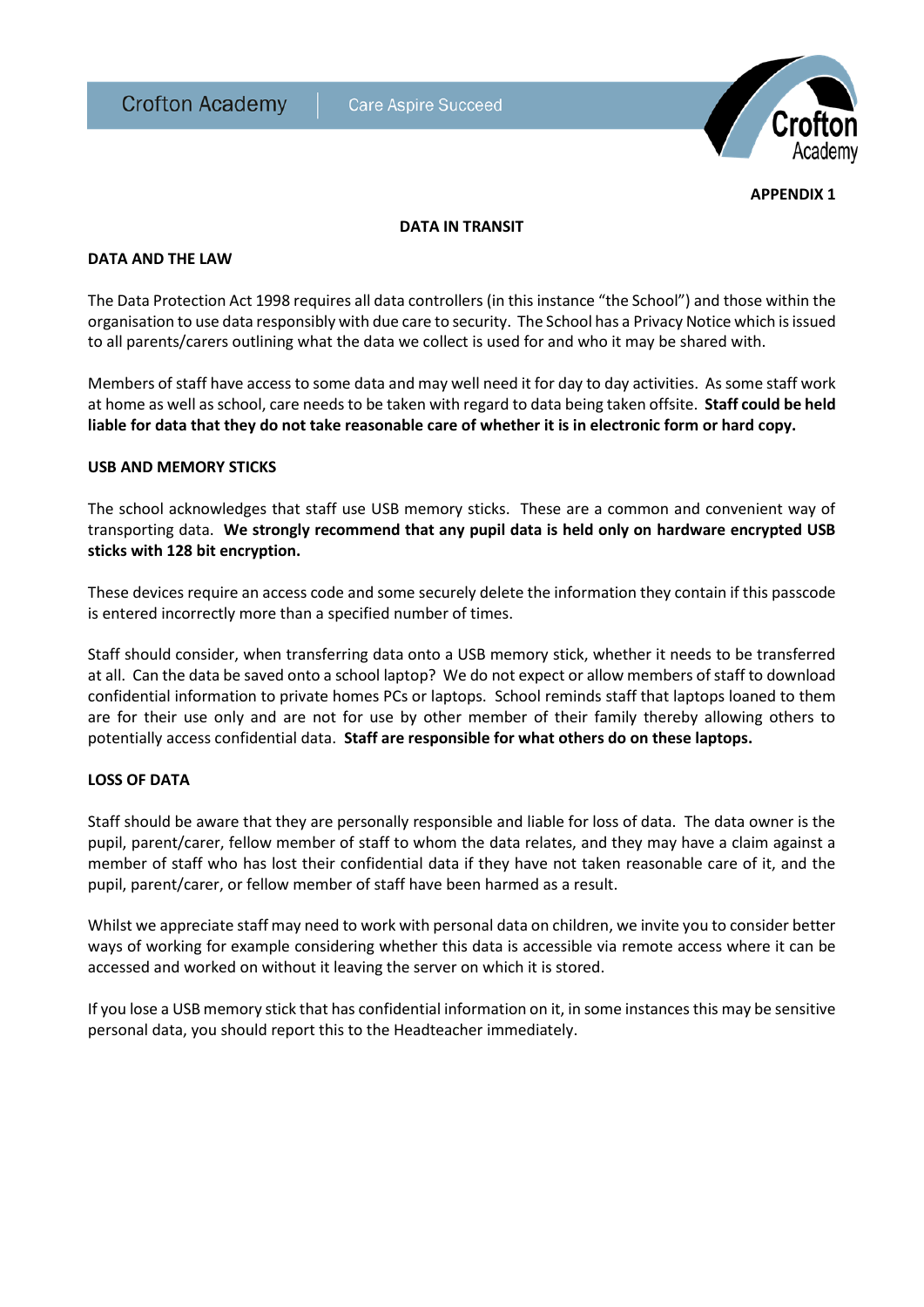APPENDIX 1

## DATA IN TRANSIT

### DATA AND THE LAW

The Data Protection Act 1998 requires all data controllers (in this instance "the School") and those within the organisation to use data responsibly with due care to security. The School has a Privacy Notice which is issued to all parents/carers outlining what the data we collect is used for and who it may be shared with.

Members of staff have access to some data and may well need it for day to day activities. As some staff work at home as well as school, care needs to be taken with regard to data being taken offsite. **Staff could be held liable for data that they do not take reasonable care of whether it is in electronic form or hard copy.**

### USB AND MEMORY STICKS

The school acknowledges that staff use USB memory sticks. These are a common and convenient way of transporting data. **We strongly recommend that any pupil data is held only on hardware encrypted USB sticks with 128 bit encryption.**

These devices require an access code and some securely delete the information they contain if this passcode is entered incorrectly more than a specified number of times.

Staff should consider, when transferring data onto a USB memory stick, whether it needs to be transferred at all. Can the data be saved onto a school laptop? We do not expect or allow members of staff to download confidential information to private homes PCs or laptops. School reminds staff that laptops loaned to them are for their use only and are not for use by other member of their family thereby allowing others to potentially access confidential data. **Staff are responsible for what others do on these laptops.**

### LOSS OF DATA

Staff should be aware that they are personally responsible and liable for loss of data. The data owner is the pupil, parent/carer, fellow member of staff to whom the data relates, and they may have a claim against a member of staff who has lost their confidential data if they have not taken reasonable care of it, and the pupil, parent/carer, or fellow member of staff have been harmed as a result.

Whilst we appreciate staff may need to work with personal data on children, we invite you to consider better ways of working for example considering whether this data is accessible via remote access where it can be accessed and worked on without it leaving the server on which it is stored.

If you lose a USB memory stick that has confidential information on it, in some instances this may be sensitive personal data, you should report this to the Headteacher immediately.